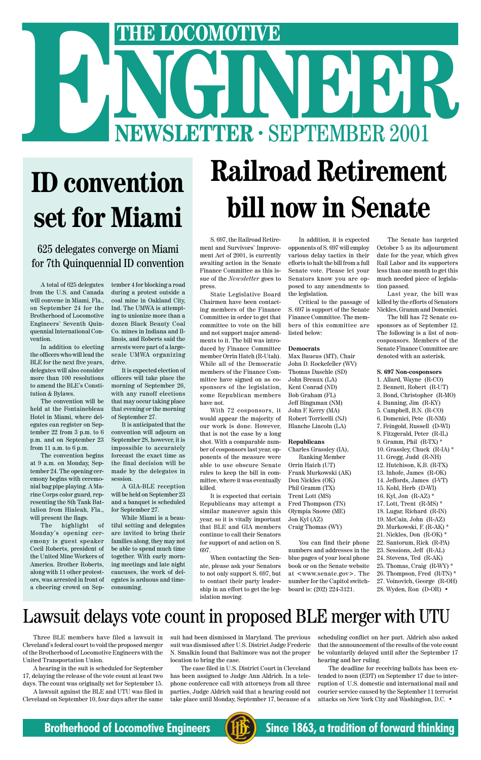# THE LOCOMOTIVE ENGINEER

## NEWSLETTER · SEPTEMBER 2001

# ID convention set for Miami

### 625 delegates converge on Miami for 7th Quinquennial ID convention

A total of 625 delegates from the U.S. and Canada will convene in Miami, Fla., on September 24 for the Brotherhood of Locomotive Engineers' Seventh Quinquennial International Convention.

In addition to electing the officers who will lead the BLE for the next five years, delegates will also consider more than 100 resolutions to amend the BLE's Constitution & Bylaws.

The convention will be held at the Fontainebleau Hotel in Miami, where delegates can register on September 22 from 3 p.m. to 6 p.m. and on September 23 from 11 a.m. to 6 p.m.

The convention begins at 9 a.m. on Monday, September 24. The opening ceremony begins with ceremonial bag pipe playing. A Marine Corps color guard, representing the 8th Tank Battalion from Hialeah, Fla., will present the flags.

The highlight of Monday's opening ceremony is guest speaker Cecil Roberts, president of the United Mine Workers of America. Brother Roberts, along with 11 other protestors, was arrested in front of a cheering crowd on September 4 for blocking a road during a protest outside a coal mine in Oakland City, Ind. The UMWA is attempting to unionize more than a dozen Black Beauty Coal Co. mines in Indiana and Illinois, and Roberts said the arrests were part of a large-scale UMWA organizing drive.

It is expected election of officers will take place the morning of September 26, with any runoff elections that may occur taking place that evening or the morning of September 27.

It is anticipated that the convention will adjourn on September 28, however, it is impossible to accurately forecast the exact time as the final decision will be made by the delegates in session.

A GIA-BLE reception will be held on September 23 and a banquet is scheduled for September 27.

While Miami is a beautiful setting and delegates are invited to bring their families along, they may not be able to spend much time together. With early morning meetings and late night caucuses, the work of delegates is arduous and time-consuming.

# Railroad Retirement bill now in Senate

S. 697, the Railroad Retirement and Survivors' Improvement Act of 2001, is currently awaiting action in the Senate Finance Committee as this issue of the *Newsletter* goes to press.

State Legislative Board Chairmen have been contacting members of the Finance Committee in order to get that committee to vote on the bill and not support major amendments to it. The bill was introduced by Finance Committee member Orrin Hatch (R-Utah). While all of the Democratic members of the Finance Committee have signed on as cosponsors of the legislation, some Republican members have not.

With 72 cosponsors, it would appear the majority of our work is done. However, that is not the case by a long shot. With a comparable number of cosponsors last year, opponents of the measure were able to use obscure Senate rules to keep the bill in committee, where it was eventually killed.

It is expected that certain Republicans may attempt a similar maneuver again this year, so it is vitally important that BLE and GIA members continue to call their Senators for support of and action on S. 697.

When contacting the Senate, please ask your Senators to not only support S. 697, but to contact their party leadership in an effort to get the legislation moving.

In addition, it is expected opponents of S. 697 will employ various delay tactics in their efforts to halt the bill from a full Senate vote. Please let your Senators know you are opposed to any amendments to the legislation.

Critical to the passage of S. 697 is support of the Senate Finance Committee. The members of this committee are listed below:

**Democrats**
Max Baucus (MT), Chair
John D. Rockefeller (WV)
Thomas Daschle (SD)
John Breaux (LA)
Kent Conrad (ND)
Bob Graham (FL)
Jeff Bingaman (NM)
John F. Kerry (MA)
Robert Torricelli (NJ)
Blanche Lincoln (LA)

**Republicans**
Charles Grassley (IA), Ranking Member
Orrin Hatch (UT)
Frank Murkowski (AK)
Don Nickles (OK)
Phil Gramm (TX)
Trent Lott (MS)
Fred Thompson (TN)
Olympia Snowe (ME)
Jon Kyl (AZ)
Craig Thomas (WY)

You can find their phone numbers and addresses in the blue pages of your local phone book or on the Senate website at <www.senate.gov>. The number for the Capitol switchboard is: (202) 224-3121.

The Senate has targeted October 5 as its adjournment date for the year, which gives Rail Labor and its supporters less than one month to get this much needed piece of legislation passed.

Last year, the bill was killed by the efforts of Senators Nickles, Gramm and Domenici.

The bill has 72 Senate cosponsors as of September 12. The following is a list of noncosponsors. Members of the Senate Finance Committee are denoted with an asterisk.

**S. 697 Non-cosponsors**
1. Allard, Wayne (R-CO)
2. Bennett, Robert (R-UT)
3. Bond, Christopher (R-MO)
4. Bunning, Jim (R-KY)
5. Campbell, B.N. (R-CO)
6. Domenici, Pete (R-NM)
7. Feingold, Russell (D-WI)
8. Fitzgerald, Peter (R-IL)
9. Gramm, Phil (R-TX) *
10. Grassley, Chuck (R-IA) *
11. Gregg, Judd (R-NH)
12. Hutchison, K.B. (R-TX)
13. Inhofe, James (R-OK)
14. Jeffords, James (I-VT)
15. Kohl, Herb (D-WI)
16. Kyl, Jon (R-AZ) *
17. Lott, Trent (R-MS) *
18. Lugar, Richard (R-IN)
19. McCain, John (R-AZ)
20. Murkowski, F. (R-AK) *
21. Nickles, Don (R-OK) *
22. Santorum, Rick (R-PA)
23. Sessions, Jeff (R-AL)
24. Stevens, Ted (R-AK)
25. Thomas, Craig (R-WY) *
26. Thompson, Fred (R-TN) *
27. Voinovich, George (R-OH)
28. Wyden, Ron (D-OR) •

# Lawsuit delays vote count in proposed BLE merger with UTU

Three BLE members have filed a lawsuit in Cleveland's federal court to void the proposed merger of the Brotherhood of Locomotive Engineers with the United Transportation Union.

A hearing in the suit is scheduled for September 17, delaying the release of the vote count at least two days. The count was originally set for September 15.

A lawsuit against the BLE and UTU was filed in Cleveland on September 10, four days after the same suit had been dismissed in Maryland. The previous suit was dismissed after U.S. District Judge Frederic N. Smalkin found that Baltimore was not the proper location to bring the case.

The case filed in U.S. District Court in Cleveland has been assigned to Judge Ann Aldrich. In a telephone conference call with attorneys from all three parties, Judge Aldrich said that a hearing could not take place until Monday, September 17, because of a scheduling conflict on her part. Aldrich also asked that the announcement of the results of the vote count be voluntarily delayed until after the September 17 hearing and her ruling.

The deadline for receiving ballots has been extended to noon (EDT) on September 17 due to interruption of U.S. domestic and international mail and courier service caused by the September 11 terrorist attacks on New York City and Washington, D.C. •

**Brotherhood of Locomotive Engineers** — **Since 1863, a tradition of forward thinking**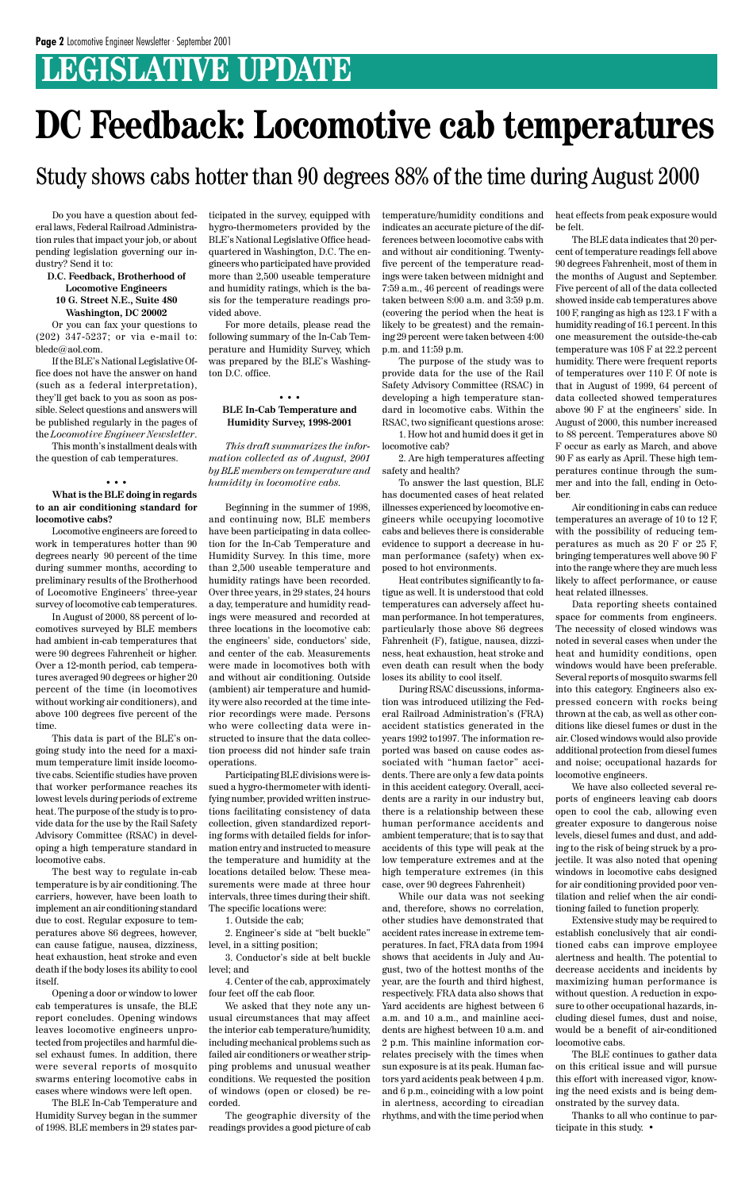# LEGISLATIVE UPDATE

# DC Feedback: Locomotive cab temperatures

## Study shows cabs hotter than 90 degrees 88% of the time during August 2000

Do you have a question about federal laws, Federal Railroad Administration rules that impact your job, or about pending legislation governing our industry? Send it to:

**D.C. Feedback, Brotherhood of Locomotive Engineers**
**10 G. Street N.E., Suite 480**
**Washington, DC 20002**

Or you can fax your questions to (202) 347-5237; or via e-mail to: bledc@aol.com.

If the BLE's National Legislative Office does not have the answer on hand (such as a federal interpretation), they'll get back to you as soon as possible. Select questions and answers will be published regularly in the pages of the *Locomotive Engineer Newsletter*.

This month's installment deals with the question of cab temperatures.

• • •

**What is the BLE doing in regards to an air conditioning standard for locomotive cabs?**

Locomotive engineers are forced to work in temperatures hotter than 90 degrees nearly 90 percent of the time during summer months, according to preliminary results of the Brotherhood of Locomotive Engineers' three-year survey of locomotive cab temperatures.

In August of 2000, 88 percent of locomotives surveyed by BLE members had ambient in-cab temperatures that were 90 degrees Fahrenheit or higher. Over a 12-month period, cab temperatures averaged 90 degrees or higher 20 percent of the time (in locomotives without working air conditioners), and above 100 degrees five percent of the time.

This data is part of the BLE's ongoing study into the need for a maximum temperature limit inside locomotive cabs. Scientific studies have proven that worker performance reaches its lowest levels during periods of extreme heat. The purpose of the study is to provide data for the use by the Rail Safety Advisory Committee (RSAC) in developing a high temperature standard in locomotive cabs.

The best way to regulate in-cab temperature is by air conditioning. The carriers, however, have been loath to implement an air conditioning standard due to cost. Regular exposure to temperatures above 86 degrees, however, can cause fatigue, nausea, dizziness, heat exhaustion, heat stroke and even death if the body loses its ability to cool itself.

Opening a door or window to lower cab temperatures is unsafe, the BLE report concludes. Opening windows leaves locomotive engineers unprotected from projectiles and harmful diesel exhaust fumes. In addition, there were several reports of mosquito swarms entering locomotive cabs in cases where windows were left open.

The BLE In-Cab Temperature and Humidity Survey began in the summer of 1998. BLE members in 29 states participated in the survey, equipped with hygro-thermometers provided by the BLE's National Legislative Office headquartered in Washington, D.C. The engineers who participated have provided more than 2,500 useable temperature and humidity ratings, which is the basis for the temperature readings provided above.

For more details, please read the following summary of the In-Cab Temperature and Humidity Survey, which was prepared by the BLE's Washington D.C. office.

• • •

**BLE In-Cab Temperature and Humidity Survey, 1998-2001**

*This draft summarizes the information collected as of August, 2001 by BLE members on temperature and humidity in locomotive cabs.*

Beginning in the summer of 1998, and continuing now, BLE members have been participating in data collection for the In-Cab Temperature and Humidity Survey. In this time, more than 2,500 useable temperature and humidity ratings have been recorded. Over three years, in 29 states, 24 hours a day, temperature and humidity readings were measured and recorded at three locations in the locomotive cab: the engineers' side, conductors' side, and center of the cab. Measurements were made in locomotives both with and without air conditioning. Outside (ambient) air temperature and humidity were also recorded at the time interior recordings were made. Persons who were collecting data were instructed to insure that the data collection process did not hinder safe train operations.

Participating BLE divisions were issued a hygro-thermometer with identifying number, provided written instructions facilitating consistency of data collection, given standardized reporting forms with detailed fields for information entry and instructed to measure the temperature and humidity at the locations detailed below. These measurements were made at three hour intervals, three times during their shift. The specific locations were:

1. Outside the cab;

2. Engineer's side at "belt buckle" level, in a sitting position;

3. Conductor's side at belt buckle level; and

4. Center of the cab, approximately four feet off the cab floor.

We asked that they note any unusual circumstances that may affect the interior cab temperature/humidity, including mechanical problems such as failed air conditioners or weather stripping problems and unusual weather conditions. We requested the position of windows (open or closed) be recorded.

The geographic diversity of the readings provides a good picture of cab temperature/humidity conditions and indicates an accurate picture of the differences between locomotive cabs with and without air conditioning. Twenty-five percent of the temperature readings were taken between midnight and 7:59 a.m., 46 percent of readings were taken between 8:00 a.m. and 3:59 p.m. (covering the period when the heat is likely to be greatest) and the remaining 29 percent were taken between 4:00 p.m. and 11:59 p.m.

The purpose of the study was to provide data for the use of the Rail Safety Advisory Committee (RSAC) in developing a high temperature standard in locomotive cabs. Within the RSAC, two significant questions arose:

1. How hot and humid does it get in locomotive cab?

2. Are high temperatures affecting safety and health?

To answer the last question, BLE has documented cases of heat related illnesses experienced by locomotive engineers while occupying locomotive cabs and believes there is considerable evidence to support a decrease in human performance (safety) when exposed to hot environments.

Heat contributes significantly to fatigue as well. It is understood that cold temperatures can adversely affect human performance. In hot temperatures, particularly those above 86 degrees Fahrenheit (F), fatigue, nausea, dizziness, heat exhaustion, heat stroke and even death can result when the body loses its ability to cool itself.

During RSAC discussions, information was introduced utilizing the Federal Railroad Administration's (FRA) accident statistics generated in the years 1992 to1997. The information reported was based on cause codes associated with "human factor" accidents. There are only a few data points in this accident category. Overall, accidents are a rarity in our industry but, there is a relationship between these human performance accidents and ambient temperature; that is to say that accidents of this type will peak at the low temperature extremes and at the high temperature extremes (in this case, over 90 degrees Fahrenheit)

While our data was not seeking and, therefore, shows no correlation, other studies have demonstrated that accident rates increase in extreme temperatures. In fact, FRA data from 1994 shows that accidents in July and August, two of the hottest months of the year, are the fourth and third highest, respectively. FRA data also shows that Yard accidents are highest between 6 a.m. and 10 a.m., and mainline accidents are highest between 10 a.m. and 2 p.m. This mainline information correlates precisely with the times when sun exposure is at its peak. Human factors yard accidents peak between 4 p.m. and 6 p.m., coinciding with a low point in alertness, according to circadian rhythms, and with the time period when heat effects from peak exposure would be felt.

The BLE data indicates that 20 percent of temperature readings fell above 90 degrees Fahrenheit, most of them in the months of August and September. Five percent of all of the data collected showed inside cab temperatures above 100 F, ranging as high as 123.1 F with a humidity reading of 16.1 percent. In this one measurement the outside-the-cab temperature was 108 F at 22.2 percent humidity. There were frequent reports of temperatures over 110 F. Of note is that in August of 1999, 64 percent of data collected showed temperatures above 90 F at the engineers' side. In August of 2000, this number increased to 88 percent. Temperatures above 80 F occur as early as March, and above 90 F as early as April. These high temperatures continue through the summer and into the fall, ending in October.

Air conditioning in cabs can reduce temperatures an average of 10 to 12 F, with the possibility of reducing temperatures as much as 20 F or 25 F, bringing temperatures well above 90 F into the range where they are much less likely to affect performance, or cause heat related illnesses.

Data reporting sheets contained space for comments from engineers. The necessity of closed windows was noted in several cases when under the heat and humidity conditions, open windows would have been preferable. Several reports of mosquito swarms fell into this category. Engineers also expressed concern with rocks being thrown at the cab, as well as other conditions like diesel fumes or dust in the air. Closed windows would also provide additional protection from diesel fumes and noise; occupational hazards for locomotive engineers.

We have also collected several reports of engineers leaving cab doors open to cool the cab, allowing even greater exposure to dangerous noise levels, diesel fumes and dust, and adding to the risk of being struck by a projectile. It was also noted that opening windows in locomotive cabs designed for air conditioning provided poor ventilation and relief when the air conditioning failed to function properly.

Extensive study may be required to establish conclusively that air conditioned cabs can improve employee alertness and health. The potential to decrease accidents and incidents by maximizing human performance is without question. A reduction in exposure to other occupational hazards, including diesel fumes, dust and noise, would be a benefit of air-conditioned locomotive cabs.

The BLE continues to gather data on this critical issue and will pursue this effort with increased vigor, knowing the need exists and is being demonstrated by the survey data.

Thanks to all who continue to participate in this study. •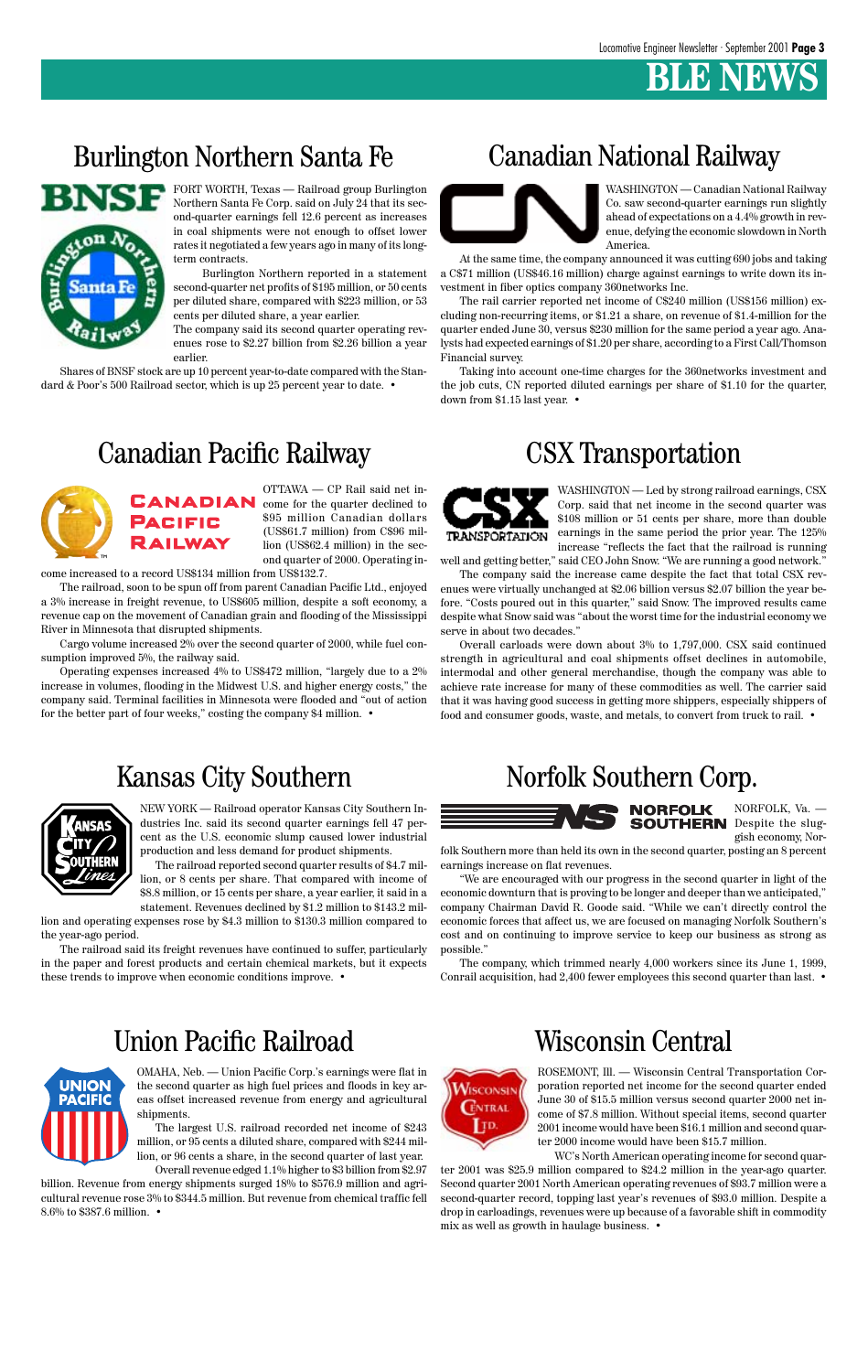# BLE NEWS

## Burlington Northern Santa Fe

FORT WORTH, Texas — Railroad group Burlington Northern Santa Fe Corp. said on July 24 that its second-quarter earnings fell 12.6 percent as increases in coal shipments were not enough to offset lower rates it negotiated a few years ago in many of its long-term contracts.

Burlington Northern reported in a statement second-quarter net profits of $195 million, or 50 cents per diluted share, compared with $223 million, or 53 cents per diluted share, a year earlier.

The company said its second quarter operating revenues rose to $2.27 billion from $2.26 billion a year earlier.

Shares of BNSF stock are up 10 percent year-to-date compared with the Standard & Poor's 500 Railroad sector, which is up 25 percent year to date. •

## Canadian National Railway

WASHINGTON — Canadian National Railway Co. saw second-quarter earnings run slightly ahead of expectations on a 4.4% growth in revenue, defying the economic slowdown in North America.

At the same time, the company announced it was cutting 690 jobs and taking a C$71 million (US$46.16 million) charge against earnings to write down its investment in fiber optics company 360networks Inc.

The rail carrier reported net income of C$240 million (US$156 million) excluding non-recurring items, or $1.21 a share, on revenue of $1.4-million for the quarter ended June 30, versus $230 million for the same period a year ago. Analysts had expected earnings of $1.20 per share, according to a First Call/Thomson Financial survey.

Taking into account one-time charges for the 360networks investment and the job cuts, CN reported diluted earnings per share of $1.10 for the quarter, down from $1.15 last year. •

## Canadian Pacific Railway

OTTAWA — CP Rail said net income for the quarter declined to $95 million Canadian dollars (US$61.7 million) from C$96 million (US$62.4 million) in the second quarter of 2000. Operating income increased to a record US$134 million from US$132.7.

The railroad, soon to be spun off from parent Canadian Pacific Ltd., enjoyed a 3% increase in freight revenue, to US$605 million, despite a soft economy, a revenue cap on the movement of Canadian grain and flooding of the Mississippi River in Minnesota that disrupted shipments.

Cargo volume increased 2% over the second quarter of 2000, while fuel consumption improved 5%, the railway said.

Operating expenses increased 4% to US$472 million, "largely due to a 2% increase in volumes, flooding in the Midwest U.S. and higher energy costs," the company said. Terminal facilities in Minnesota were flooded and "out of action for the better part of four weeks," costing the company $4 million. •

## CSX Transportation

WASHINGTON — Led by strong railroad earnings, CSX Corp. said that net income in the second quarter was $108 million or 51 cents per share, more than double earnings in the same period the prior year. The 125% increase "reflects the fact that the railroad is running well and getting better," said CEO John Snow. "We are running a good network."

The company said the increase came despite the fact that total CSX revenues were virtually unchanged at $2.06 billion versus $2.07 billion the year before. "Costs poured out in this quarter," said Snow. The improved results came despite what Snow said was "about the worst time for the industrial economy we serve in about two decades."

Overall carloads were down about 3% to 1,797,000. CSX said continued strength in agricultural and coal shipments offset declines in automobile, intermodal and other general merchandise, though the company was able to achieve rate increase for many of these commodities as well. The carrier said that it was having good success in getting more shippers, especially shippers of food and consumer goods, waste, and metals, to convert from truck to rail. •

## Kansas City Southern

NEW YORK — Railroad operator Kansas City Southern Industries Inc. said its second quarter earnings fell 47 percent as the U.S. economic slump caused lower industrial production and less demand for product shipments.

The railroad reported second quarter results of $4.7 million, or 8 cents per share. That compared with income of $8.8 million, or 15 cents per share, a year earlier, it said in a statement. Revenues declined by $1.2 million to $143.2 million and operating expenses rose by $4.3 million to $130.3 million compared to the year-ago period.

The railroad said its freight revenues have continued to suffer, particularly in the paper and forest products and certain chemical markets, but it expects these trends to improve when economic conditions improve. •

## Norfolk Southern Corp.

NORFOLK, Va. — Despite the sluggish economy, Norfolk Southern more than held its own in the second quarter, posting an 8 percent earnings increase on flat revenues.

"We are encouraged with our progress in the second quarter in light of the economic downturn that is proving to be longer and deeper than we anticipated," company Chairman David R. Goode said. "While we can't directly control the economic forces that affect us, we are focused on managing Norfolk Southern's cost and on continuing to improve service to keep our business as strong as possible."

The company, which trimmed nearly 4,000 workers since its June 1, 1999, Conrail acquisition, had 2,400 fewer employees this second quarter than last. •

## Union Pacific Railroad

OMAHA, Neb. — Union Pacific Corp.'s earnings were flat in the second quarter as high fuel prices and floods in key areas offset increased revenue from energy and agricultural shipments.

The largest U.S. railroad recorded net income of $243 million, or 95 cents a diluted share, compared with $244 million, or 96 cents a share, in the second quarter of last year.

Overall revenue edged 1.1% higher to $3 billion from $2.97 billion. Revenue from energy shipments surged 18% to $576.9 million and agricultural revenue rose 3% to $344.5 million. But revenue from chemical traffic fell 8.6% to $387.6 million. •

## Wisconsin Central

ROSEMONT, Ill. — Wisconsin Central Transportation Corporation reported net income for the second quarter ended June 30 of $15.5 million versus second quarter 2000 net income of $7.8 million. Without special items, second quarter 2001 income would have been $16.1 million and second quarter 2000 income would have been $15.7 million.

WC's North American operating income for second quarter 2001 was $25.9 million compared to $24.2 million in the year-ago quarter. Second quarter 2001 North American operating revenues of $93.7 million were a second-quarter record, topping last year's revenues of $93.0 million. Despite a drop in carloadings, revenues were up because of a favorable shift in commodity mix as well as growth in haulage business. •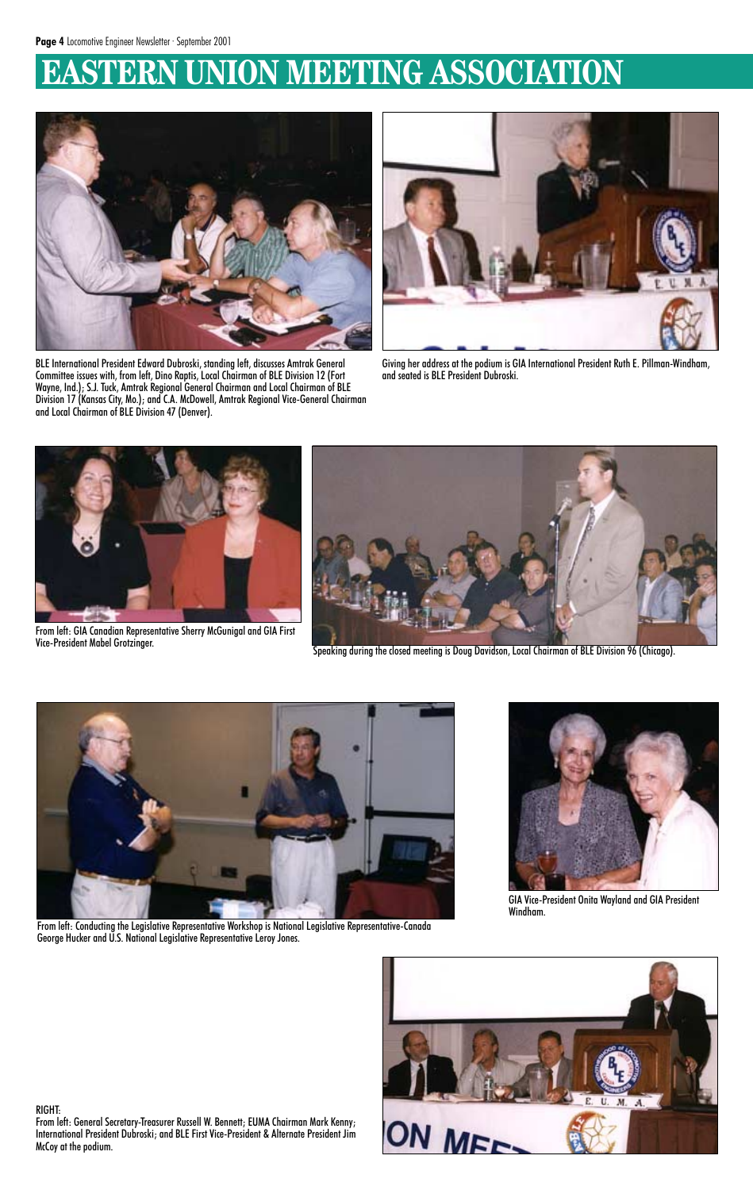# EASTERN UNION MEETING ASSOCIATION

BLE International President Edward Dubroski, standing left, discusses Amtrak General Committee issues with, from left, Dino Raptis, Local Chairman of BLE Division 12 (Fort Wayne, Ind.); S.J. Tuck, Amtrak Regional General Chairman and Local Chairman of BLE Division 17 (Kansas City, Mo.); and C.A. McDowell, Amtrak Regional Vice-General Chairman and Local Chairman of BLE Division 47 (Denver).

Giving her address at the podium is GIA International President Ruth E. Pillman-Windham, and seated is BLE President Dubroski.

From left: GIA Canadian Representative Sherry McGunigal and GIA First Vice-President Mabel Grotzinger.

Speaking during the closed meeting is Doug Davidson, Local Chairman of BLE Division 96 (Chicago).

From left: Conducting the Legislative Representative Workshop is National Legislative Representative-Canada George Hucker and U.S. National Legislative Representative Leroy Jones.

GIA Vice-President Onita Wayland and GIA President Windham.

RIGHT:
From left: General Secretary-Treasurer Russell W. Bennett; EUMA Chairman Mark Kenny; International President Dubroski; and BLE First Vice-President & Alternate President Jim McCoy at the podium.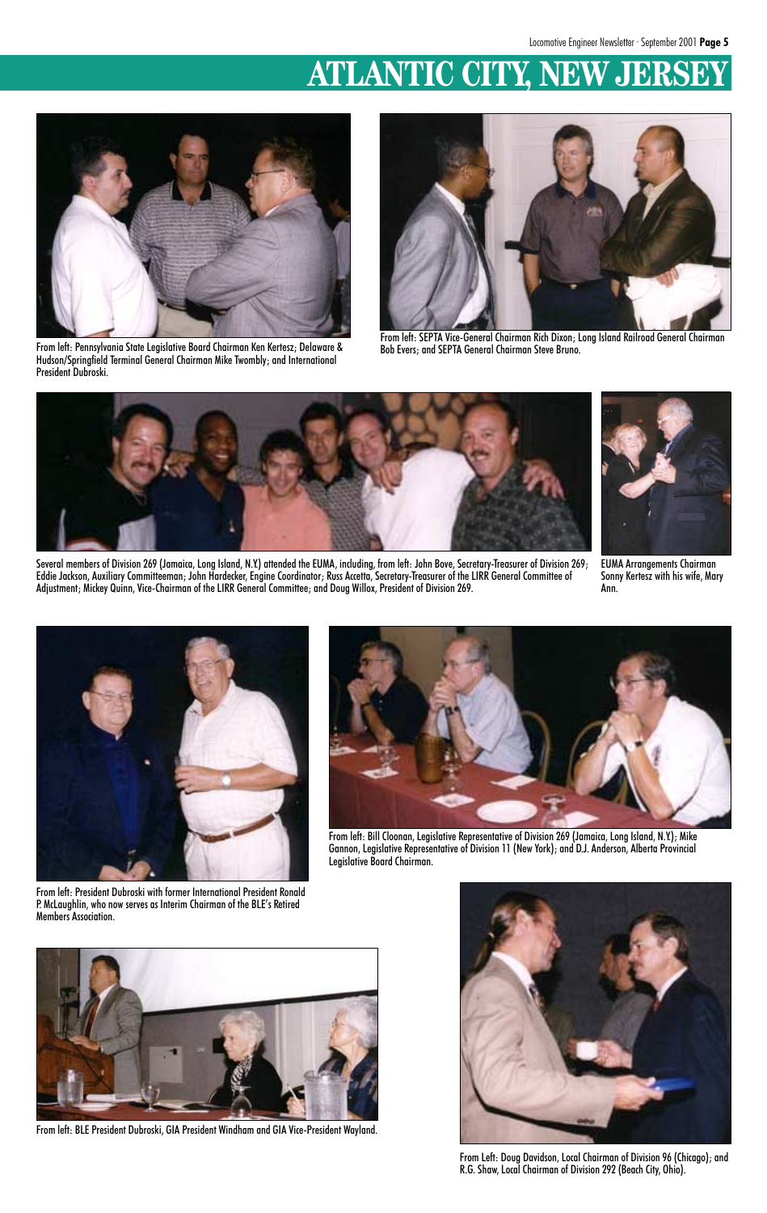# ATLANTIC CITY, NEW JERSEY

From left: Pennsylvania State Legislative Board Chairman Ken Kertesz; Delaware & Hudson/Springfield Terminal General Chairman Mike Twombly; and International President Dubroski.

From left: SEPTA Vice-General Chairman Rich Dixon; Long Island Railroad General Chairman Bob Evers; and SEPTA General Chairman Steve Bruno.

Several members of Division 269 (Jamaica, Long Island, N.Y.) attended the EUMA, including, from left: John Bove, Secretary-Treasurer of Division 269; Eddie Jackson, Auxiliary Committeeman; John Hardecker, Engine Coordinator; Russ Accetta, Secretary-Treasurer of the LIRR General Committee of Adjustment; Mickey Quinn, Vice-Chairman of the LIRR General Committee; and Doug Willox, President of Division 269.

EUMA Arrangements Chairman Sonny Kertesz with his wife, Mary Ann.

From left: President Dubroski with former International President Ronald P. McLaughlin, who now serves as Interim Chairman of the BLE's Retired Members Association.

From left: Bill Cloonan, Legislative Representative of Division 269 (Jamaica, Long Island, N.Y.); Mike Gannon, Legislative Representative of Division 11 (New York); and D.J. Anderson, Alberta Provincial Legislative Board Chairman.

From left: BLE President Dubroski, GIA President Windham and GIA Vice-President Wayland.

From Left: Doug Davidson, Local Chairman of Division 96 (Chicago); and R.G. Shaw, Local Chairman of Division 292 (Beach City, Ohio).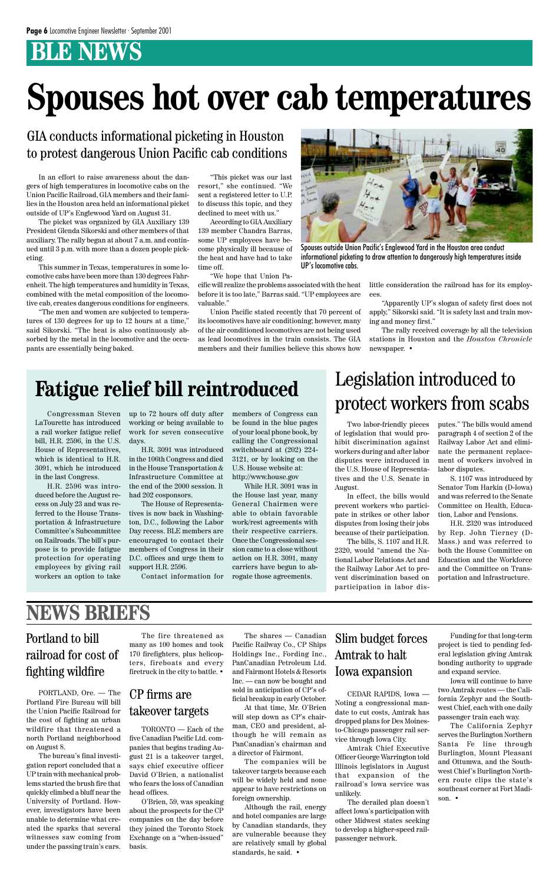# BLE NEWS

# Spouses hot over cab temperatures

## GIA conducts informational picketing in Houston to protest dangerous Union Pacific cab conditions

In an effort to raise awareness about the dangers of high temperatures in locomotive cabs on the Union Pacific Railroad, GIA members and their families in the Houston area held an informational picket outside of UP's Englewood Yard on August 31.

The picket was organized by GIA Auxiliary 139 President Glenda Sikorski and other members of that auxiliary. The rally began at about 7 a.m. and continued until 3 p.m. with more than a dozen people picketing.

This summer in Texas, temperatures in some locomotive cabs have been more than 130 degrees Fahrenheit. The high temperatures and humidity in Texas, combined with the metal composition of the locomotive cab, creates dangerous conditions for engineers.

"The men and women are subjected to temperatures of 130 degrees for up to 12 hours at a time," said Sikorski. "The heat is also continuously absorbed by the metal in the locomotive and the occupants are essentially being baked.

"This picket was our last resort," she continued. "We sent a registered letter to U.P. to discuss this topic, and they declined to meet with us."

According to GIA Auxiliary 139 member Chandra Barras, some UP employees have become physically ill because of the heat and have had to take time off.

"We hope that Union Pacific will realize the problems associated with the heat before it is too late," Barras said. "UP employees are valuable."

Union Pacific stated recently that 70 percent of its locomotives have air conditioning; however, many of the air conditioned locomotives are not being used as lead locomotives in the train consists. The GIA members and their families believe this shows how little consideration the railroad has for its employees.

"Apparently UP's slogan of safety first does not apply," Sikorski said. "It is safety last and train moving and money first."

The rally received coverage by all the television stations in Houston and the *Houston Chronicle* newspaper. •

Spouses outside Union Pacific's Englewood Yard in the Houston area conduct informational picketing to draw attention to dangerously high temperatures inside UP's locomotive cabs.

# Fatigue relief bill reintroduced

Congressman Steven LaTourette has introduced a rail worker fatigue relief bill, H.R. 2596, in the U.S. House of Representatives, which is identical to H.R. 3091, which he introduced in the last Congress.

H.R. 2596 was introduced before the August recess on July 23 and was referred to the House Transportation & Infrastructure Committee's Subcommittee on Railroads. The bill's purpose is to provide fatigue protection for operating employees by giving rail workers an option to take up to 72 hours off duty after working or being available to work for seven consecutive days.

H.R. 3091 was introduced in the 106th Congress and died in the House Transportation & Infrastructure Committee at the end of the 2000 session. It had 202 cosponsors.

The House of Representatives is now back in Washington, D.C., following the Labor Day recess. BLE members are encouraged to contact their members of Congress in their D.C. offices and urge them to support H.R. 2596.

Contact information for members of Congress can be found in the blue pages of your local phone book, by calling the Congressional switchboard at (202) 224-3121, or by looking on the U.S. House website at: http://www.house.gov

While H.R. 3091 was in the House last year, many General Chairmen were able to obtain favorable work/rest agreements with their respective carriers. Once the Congressional session came to a close without action on H.R. 3091, many carriers have begun to abrogate those agreements.

# Legislation introduced to protect workers from scabs

Two labor-friendly pieces of legislation that would prohibit discrimination against workers during and after labor disputes were introduced in the U.S. House of Representatives and the U.S. Senate in August.

In effect, the bills would prevent workers who participate in strikes or other labor disputes from losing their jobs because of their participation.

The bills, S. 1107 and H.R. 2320, would "amend the National Labor Relations Act and the Railway Labor Act to prevent discrimination based on participation in labor disputes." The bills would amend paragraph 4 of section 2 of the Railway Labor Act and eliminate the permanent replacement of workers involved in labor disputes.

S. 1107 was introduced by Senator Tom Harkin (D-Iowa) and was referred to the Senate Committee on Health, Education, Labor and Pensions.

H.R. 2320 was introduced by Rep. John Tierney (D-Mass.) and was referred to both the House Committee on Education and the Workforce and the Committee on Transportation and Infrastructure.

# NEWS BRIEFS

## Portland to bill railroad for cost of fighting wildfire

PORTLAND, Ore. — The Portland Fire Bureau will bill the Union Pacific Railroad for the cost of fighting an urban wildfire that threatened a north Portland neighborhood on August 8.

The bureau's final investigation report concluded that a UP train with mechanical problems started the brush fire that quickly climbed a bluff near the University of Portland. However, investigators have been unable to determine what created the sparks that several witnesses saw coming from under the passing train's cars.

The fire threatened as many as 100 homes and took 170 firefighters, plus helicopters, fireboats and every firetruck in the city to battle. •

## CP firms are takeover targets

TORONTO — Each of the five Canadian Pacific Ltd. companies that begins trading August 21 is a takeover target, says chief executive officer David O'Brien, a nationalist who fears the loss of Canadian head offices.

O'Brien, 59, was speaking about the prospects for the CP companies on the day before they joined the Toronto Stock Exchange on a "when-issued" basis.

The shares — Canadian Pacific Railway Co., CP Ships Holdings Inc., Fording Inc., PanCanadian Petroleum Ltd. and Fairmont Hotels & Resorts Inc. — can now be bought and sold in anticipation of CP's official breakup in early October.

At that time, Mr. O'Brien will step down as CP's chairman, CEO and president, although he will remain as PanCanadian's chairman and a director of Fairmont.

The companies will be takeover targets because each will be widely held and none appear to have restrictions on foreign ownership.

Although the rail, energy and hotel companies are large by Canadian standards, they are vulnerable because they are relatively small by global standards, he said. •

## Slim budget forces Amtrak to halt Iowa expansion

CEDAR RAPIDS, Iowa — Noting a congressional mandate to cut costs, Amtrak has dropped plans for Des Moines-to-Chicago passenger rail service through Iowa City.

Amtrak Chief Executive Officer George Warrington told Illinois legislators in August that expansion of the railroad's Iowa service was unlikely.

The derailed plan doesn't affect Iowa's participation with other Midwest states seeking to develop a higher-speed rail-passenger network.

Funding for that long-term project is tied to pending federal legislation giving Amtrak bonding authority to upgrade and expand service.

Iowa will continue to have two Amtrak routes — the California Zephyr and the Southwest Chief, each with one daily passenger train each way.

The California Zephyr serves the Burlington Northern Santa Fe line through Burlington, Mount Pleasant and Ottumwa, and the Southwest Chief's Burlington Northern route clips the state's southeast corner at Fort Madison. •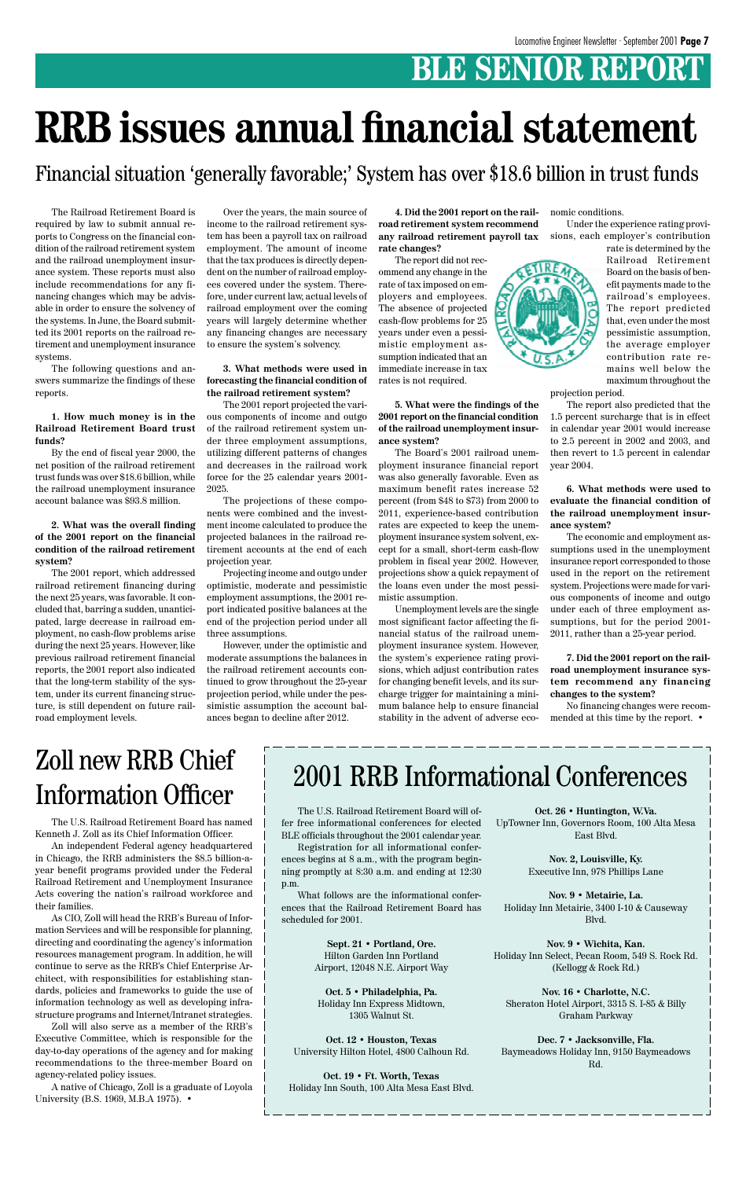# BLE SENIOR REPORT

# RRB issues annual financial statement

## Financial situation 'generally favorable;' System has over $18.6 billion in trust funds

The Railroad Retirement Board is required by law to submit annual reports to Congress on the financial condition of the railroad retirement system and the railroad unemployment insurance system. These reports must also include recommendations for any financing changes which may be advisable in order to ensure the solvency of the systems. In June, the Board submitted its 2001 reports on the railroad retirement and unemployment insurance systems.

The following questions and answers summarize the findings of these reports.

**1. How much money is in the Railroad Retirement Board trust funds?**

By the end of fiscal year 2000, the net position of the railroad retirement trust funds was over $18.6 billion, while the railroad unemployment insurance account balance was $93.8 million.

**2. What was the overall finding of the 2001 report on the financial condition of the railroad retirement system?**

The 2001 report, which addressed railroad retirement financing during the next 25 years, was favorable. It concluded that, barring a sudden, unanticipated, large decrease in railroad employment, no cash-flow problems arise during the next 25 years. However, like previous railroad retirement financial reports, the 2001 report also indicated that the long-term stability of the system, under its current financing structure, is still dependent on future railroad employment levels.

Over the years, the main source of income to the railroad retirement system has been a payroll tax on railroad employment. The amount of income that the tax produces is directly dependent on the number of railroad employees covered under the system. Therefore, under current law, actual levels of railroad employment over the coming years will largely determine whether any financing changes are necessary to ensure the system's solvency.

**3. What methods were used in forecasting the financial condition of the railroad retirement system?**

The 2001 report projected the various components of income and outgo of the railroad retirement system under three employment assumptions, utilizing different patterns of changes and decreases in the railroad work force for the 25 calendar years 2001-2025.

The projections of these components were combined and the investment income calculated to produce the projected balances in the railroad retirement accounts at the end of each projection year.

Projecting income and outgo under optimistic, moderate and pessimistic employment assumptions, the 2001 report indicated positive balances at the end of the projection period under all three assumptions.

However, under the optimistic and moderate assumptions the balances in the railroad retirement accounts continued to grow throughout the 25-year projection period, while under the pessimistic assumption the account balances began to decline after 2012.

**4. Did the 2001 report on the railroad retirement system recommend any railroad retirement payroll tax rate changes?**

The report did not recommend any change in the rate of tax imposed on employers and employees. The absence of projected cash-flow problems for 25 years under even a pessimistic employment assumption indicated that an immediate increase in tax rates is not required.

**5. What were the findings of the 2001 report on the financial condition of the railroad unemployment insurance system?**

The Board's 2001 railroad unemployment insurance financial report was also generally favorable. Even as maximum benefit rates increase 52 percent (from $48 to $73) from 2000 to 2011, experience-based contribution rates are expected to keep the unemployment insurance system solvent, except for a small, short-term cash-flow problem in fiscal year 2002. However, projections show a quick repayment of the loans even under the most pessimistic assumption.

Unemployment levels are the single most significant factor affecting the financial status of the railroad unemployment insurance system. However, the system's experience rating provisions, which adjust contribution rates for changing benefit levels, and its surcharge trigger for maintaining a minimum balance help to ensure financial stability in the advent of adverse economic conditions.

Under the experience rating provisions, each employer's contribution rate is determined by the Railroad Retirement Board on the basis of benefit payments made to the railroad's employees. The report predicted that, even under the most pessimistic assumption, the average employer contribution rate remains well below the maximum throughout the projection period.

The report also predicted that the 1.5 percent surcharge that is in effect in calendar year 2001 would increase to 2.5 percent in 2002 and 2003, and then revert to 1.5 percent in calendar year 2004.

**6. What methods were used to evaluate the financial condition of the railroad unemployment insurance system?**

The economic and employment assumptions used in the unemployment insurance report corresponded to those used in the report on the retirement system. Projections were made for various components of income and outgo under each of three employment assumptions, but for the period 2001-2011, rather than a 25-year period.

**7. Did the 2001 report on the railroad unemployment insurance system recommend any financing changes to the system?**

No financing changes were recommended at this time by the report. •

# Zoll new RRB Chief Information Officer

The U.S. Railroad Retirement Board has named Kenneth J. Zoll as its Chief Information Officer.

An independent Federal agency headquartered in Chicago, the RRB administers the $8.5 billion-a-year benefit programs provided under the Federal Railroad Retirement and Unemployment Insurance Acts covering the nation's railroad workforce and their families.

As CIO, Zoll will head the RRB's Bureau of Information Services and will be responsible for planning, directing and coordinating the agency's information resources management program. In addition, he will continue to serve as the RRB's Chief Enterprise Architect, with responsibilities for establishing standards, policies and frameworks to guide the use of information technology as well as developing infrastructure programs and Internet/Intranet strategies.

Zoll will also serve as a member of the RRB's Executive Committee, which is responsible for the day-to-day operations of the agency and for making recommendations to the three-member Board on agency-related policy issues.

A native of Chicago, Zoll is a graduate of Loyola University (B.S. 1969, M.B.A 1975). •

# 2001 RRB Informational Conferences

The U.S. Railroad Retirement Board will offer free informational conferences for elected BLE officials throughout the 2001 calendar year.

Registration for all informational conferences begins at 8 a.m., with the program beginning promptly at 8:30 a.m. and ending at 12:30 p.m.

What follows are the informational conferences that the Railroad Retirement Board has scheduled for 2001.

**Sept. 21 • Portland, Ore.**
Hilton Garden Inn Portland Airport, 12048 N.E. Airport Way

**Oct. 5 • Philadelphia, Pa.**
Holiday Inn Express Midtown, 1305 Walnut St.

**Oct. 12 • Houston, Texas**
University Hilton Hotel, 4800 Calhoun Rd.

**Oct. 19 • Ft. Worth, Texas**
Holiday Inn South, 100 Alta Mesa East Blvd.

**Oct. 26 • Huntington, W.Va.**
UpTowner Inn, Governors Room, 100 Alta Mesa East Blvd.

**Nov. 2, Louisville, Ky.**
Executive Inn, 978 Phillips Lane

**Nov. 9 • Metairie, La.**
Holiday Inn Metairie, 3400 I-10 & Causeway Blvd.

**Nov. 9 • Wichita, Kan.**
Holiday Inn Select, Pecan Room, 549 S. Rock Rd. (Kellogg & Rock Rd.)

**Nov. 16 • Charlotte, N.C.**
Sheraton Hotel Airport, 3315 S. I-85 & Billy Graham Parkway

**Dec. 7 • Jacksonville, Fla.**
Baymeadows Holiday Inn, 9150 Baymeadows Rd.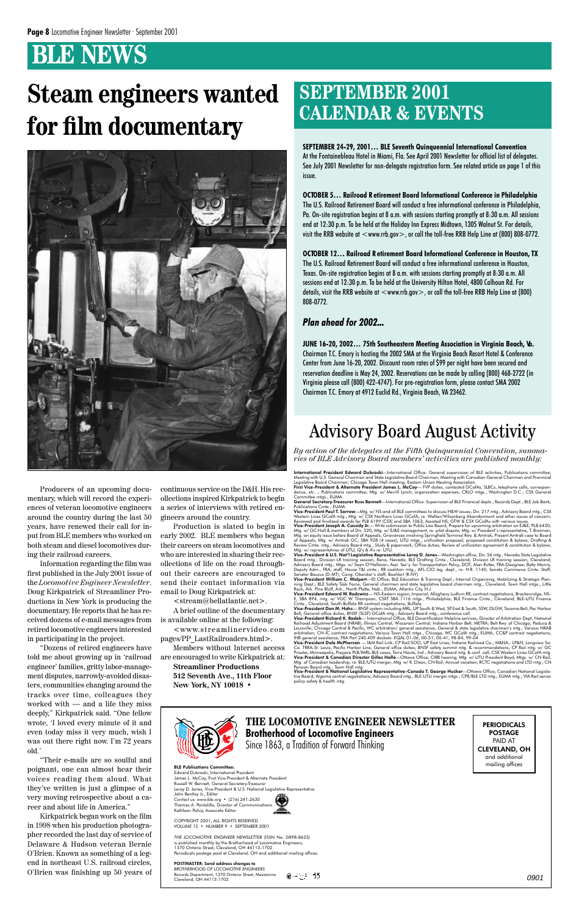# BLE NEWS

# Steam engineers wanted for film documentary

Producers of an upcoming documentary, which will record the experiences of veteran locomotive engineers around the country during the last 50 years, have renewed their call for input from BLE members who worked on both steam and diesel locomotives during their railroad careers.

Information regarding the film was first published in the July 2001 issue of the *Locomotive Engineer Newsletter*. Doug Kirkpatrick of Streamliner Productions in New York is producing the documentary. He reports that he has received dozens of e-mail messages from retired locomotive engineers interested in participating in the project.

"Dozens of retired engineers have told me about growing up in 'railroad engineer' families, gritty labor-management disputes, narrowly-avoided disasters, communities changing around the tracks over time, colleagues they worked with — and a life they miss deeply," Kirkpatrick said. "One fellow wrote, 'I loved every minute of it and even today miss it very much, wish I was out there right now. I'm 72 years old.'

"Their e-mails are so soulful and poignant, one can almost hear their voices reading them aloud. What they've written is just a glimpse of a very moving retrospective about a career and about life in America."

Kirkpatrick began work on the film in 1998 when his production photographer recorded the last day of service of Delaware & Hudson veteran Bernie O'Brien. Known as something of a legend in northeast U.S. railroad circles, O'Brien was finishing up 50 years of continuous service on the D&H. His recollections inspired Kirkpatrick to begin a series of interviews with retired engineers around the country.

Production is slated to begin in early 2002. BLE members who began their careers on steam locomotives and who are interested in sharing their recollections of life on the road throughout their careers are encouraged to send their contact information via email to Doug Kirkpatrick at:

<stream@bellatlantic.net>.

A brief outline of the documentary is available online at the following:

<www.streamlinervideo.com pages/PP_LastRailroaders.html>.

Members without Internet access are encouraged to write Kirkpatrick at:

**Streamliner Productions**
**512 Seventh Ave., 11th Floor**
**New York, NY 10018** •

# SEPTEMBER 2001 CALENDAR & EVENTS

**SEPTEMBER 24-29, 2001... BLE Seventh Quinquennial International Convention**
At the Fontainebleau Hotel in Miami, Fla. See April 2001 Newsletter for official list of delegates. See July 2001 Newsletter for non-delegate registration form. See related article on page 1 of this issue.

**OCTOBER 5... Railroad Retirement Board Informational Conference in Philadelphia**
The U.S. Railroad Retirement Board will conduct a free informational conference in Philadelphia, Pa. On-site registration begins at 8 a.m. with sessions starting promptly at 8:30 a.m. All sessions end at 12:30 p.m. To be held at the Holiday Inn Express Midtown, 1305 Walnut St. For details, visit the RRB website at <www.rrb.gov>, or call the toll-free RRB Help Line at (800) 808-0772.

**OCTOBER 12... Railroad Retirement Board Informational Conference in Houston, TX**
The U.S. Railroad Retirement Board will conduct a free informational conference in Houston, Texas. On-site registration begins at 8 a.m. with sessions starting promptly at 8:30 a.m. All sessions end at 12:30 p.m. To be held at the University Hilton Hotel, 4800 Calhoun Rd. For details, visit the RRB website at <www.rrb.gov>, or call the toll-free RRB Help Line at (800) 808-0772.

***Plan ahead for 2002...***

**JUNE 16-20, 2002... 75th Southeastern Meeting Association in Virginia Beach, Va.**
Chairman T.C. Emory is hosting the 2002 SMA at the Virginia Beach Resort Hotel & Conference Center from June 16-20, 2002. Discount room rates of $99 per night have been secured and reservation deadline is May 24, 2002. Reservations can be made by calling (800) 468-2722 (in Virginia please call (800) 422-4747). For pre-registration form, please contact SMA 2002 Chairman T.C. Emory at 4912 Euclid Rd., Virginia Beach, VA 23462.

# Advisory Board August Activity

*By action of the delegates at the Fifth Quinquennial Convention, summaries of BLE Advisory Board members' activities are published monthly:*

**International President Edward Dubroski**—International Office: General supervision of BLE activities; Publications committee; Meeting with U.S. General Chairmen and State Legislative Board Chairmen; Meeting with Canadian General Chairmen and Provincial Legislative Board Chairmen; Chicago Town Hall meeting; Eastern Union Meeting Association.

**First Vice-President & Alternate President James L. McCoy**— FVP duties, contacted GCofAs, SLBCs, telephone calls, correspondence, etc. ; Publications committee; Mtg. w/ Merrill Lynch, organization expenses, CRLO mtgs., Washington D.C.; CSX General Committee mtgs.; EUMA.

**General Secretary-Treasurer Russ Bennett**—International Office: Supervision of BLE Financial depts.; Records Dept.; BLE Job Bank; Publications Cmte.; EUMA.

**Vice-President Paul T. Sorrow**—Mtg. w/ NS and all BLE committees to discuss H&W issues; Div. 217 mtg.; Advisory Board mtg.; CSX Western Lines GCofA mtg.; Mtg. w/ CSX Northern Lines GCofA, re: Walker/Wilsonberg Abandonment and other issues of concern; Reviewed and finalized awards for PLB 6199 (CSX) and SBA 1063; Assisted NS, GTW & CSX GCofAs with various issues.

**Vice-President Joseph A. Cassidy Jr.**— Wrote submission to Public Law Board; Prepare for upcoming arbitration on EJ&E; PLB 6420; Mtg. w/ GC Hall & members of Div. 520; Mtg. w/ EJ&E management, re: pilot dispute; Mtg. w/ President's representative, T. Brennan; Mtg. on equity issue before Board of Appeals; Grievances involving Springfield Terminal Rwy. & Amtrak; Present Amtrak case to Board of Appeals; Mtg. w/ Amtrak GC; SBA 928 (4 cases); UTU mtgs., unification proposal, proposed constitution & bylaws; Drafting & Review Cmte. mtg.; Advisory Board mtg.; Study & paperwork; Office duties; Review of unificaiton agreement & constitution & bylaws; Mtg. w/ representatives of UTU; Q's & A's re: UTU.

**Vice-President & U.S. Nat'l Legislative Representative Leroy D. Jones**—Washington office; Div. 56 mtg.; Nevada State Legislative Board mtg.; Division LR training session, Reno, Nevada; BLE Drafting Cmte., Cleveland; Division LR training session, Cleveland; Advisory Board mtg.; Mtgs. w/ Sean O'Hallaran, Asst. Sec'y. for Transportation Policy, DOT; Alan Rutter, FRA-Designee; Betty Monro, Deputy Adm., FRA; staff, House T&I cmte.; RR coalition mtg.; AFL-CIO leg. dept., re: H.R. 1140; Senate Commerce Cmte. Staff; Senator Baucus (D-MT); Cong. Oberstar's staff; Boehlert (R-NY).

**Vice-President William C. Walpert**—ID Office; BLE Education & Training Dept.; Internal Organizing, Mobilizing & Strategic Planning Dept.; BLE Safety Task Force; General chairmen and state legislative board chairmen mtg., Cleveland; Town Hall mtgs., Little Rock, Ark. Pine Bluff, Ark.; North Platte, Neb.; EUMA, Atlantic City, N.J.

**Vice-President Edward W. Rodzwicz**— NS-Eastern region, Imperial; Allegheny Ludlum RR, contract negotiations, Brackenridge; NS-E, SBA 894, mtg. w/ VGC W. Thompson; CSXT SBA 1116 mtgs., Philadelphia; BLE Finance Cmte., Cleveland; BLE-UTU Finance Cmte., Cleveland; South Buffalo RR contract negotiations, Buffalo.

**Vice-President Don M. Hahs**— BNSF system including MRL, UP South & West, SP East & South, SSW, DLGW, Tacoma Belt, Pac Harbor Belt; General office duties; BNSF (SLSF) GCofA mtg.; Advisory Board mtg., conference call.

**Vice-President Richard K. Radek**— International Office; BLE Decertification Helpline services; Director of Arbitration Dept; National Railroad Adjustment Board (NRAB); Illinois Central, Wisconsin Central; Indiana Harbor Belt; METRA; Belt Rwy. of Chicago; Paduca & Louisville; Chicago Central & Pacific; WC arbitration/ general assistance; General & state legislative chairmen's mtg.; Various NRAB arbitration; CN-IC contract negotiations; Various Town Hall mtgs., Chicago; WC GCofA mtg.; EUMA; CC&P contract negotiations; IHB general assistance; FRA Part 240 409 dockets: EQAL 01-06, 00-51, 00-41, 98-84, 99-04.

**Vice-President Dale McPherson** — I&M Rail Link; CP Rail/SOO, UP East Lines; Indiana Railroad Co.; M&NA; LP&N, Longview Sw. Co. TRRA-St. Louis, Pacific Harbor Line; General office duties; BNSF safety summit mtg. & recommendations; CP Rail mtg. w/ GC Priester, Minneapolis; Prepare PLB/IMRL-BLE cases, Terre Haute, Ind.; Advisory Board mtg. & conf. call; CSX Western Lines GCofA mtg.

**Vice-President & Canadian Director Gilles Hallé**—Ottawa Office; CIRB hearing; Mtg. w/ UTU President Boyd; Mtgs. w/ CN Rail; Mtg. of Canadian leadership, re: BLE/UTU merger; Mtg. w/ R. Dixon, CN Rail; Annual vacation; RCTC negotiations and LTD mtg.; CN Pension Board mtg.; Town Hall mtg.

**Vice-President & National Legislative Representative-Canada T. George Hucker**—Ottawa Office; Canadian National Legislative Board; Algoma central negotiations; Advisory Board mtg.; BLE-UTU merger mtgs.; CPR/BLE LTD mtg.; EUMA mtg.; VIA Rail senior policy safety & health mtg.

---

## THE LOCOMOTIVE ENGINEER NEWSLETTER
**Brotherhood of Locomotive Engineers**
Since 1863, a Tradition of Forward Thinking

**BLE Publications Committee:**
Edward Dubroski, International President
James L. McCoy, First Vice-President & Alternate President
Russell W. Bennett, General Secretary-Treasurer
Leroy D. Jones, Vice-President & U.S. National Legislative Representative
John Bentley Jr., Editor
*Contact us:* www.ble.org • (216) 241-2630
Thomas A. Pontolillo, Director of Communications
Kathleen Policy, Associate Editor

COPYRIGHT 2001, ALL RIGHTS RESERVED
VOLUME 15 • NUMBER 9 • SEPTEMBER 2001

*THE LOCOMOTIVE ENGINEER NEWSLETTER* (ISSN No. 0898-8625) is published monthly by the Brotherhood of Locomotive Engineers, 1370 Ontario Street, Cleveland, OH 44113-1702. Periodicals postage paid at Cleveland, OH and additional mailing offices.

**POSTMASTER: Send address changes to**
*BROTHERHOOD OF LOCOMOTIVE ENGINEERS*
Records Department, 1370 Ontario Street, Mezzanine
Cleveland, OH 44113-1702.

**PERIODICALS POSTAGE** PAID AT **CLEVELAND, OH** and additional mailing offices

0901